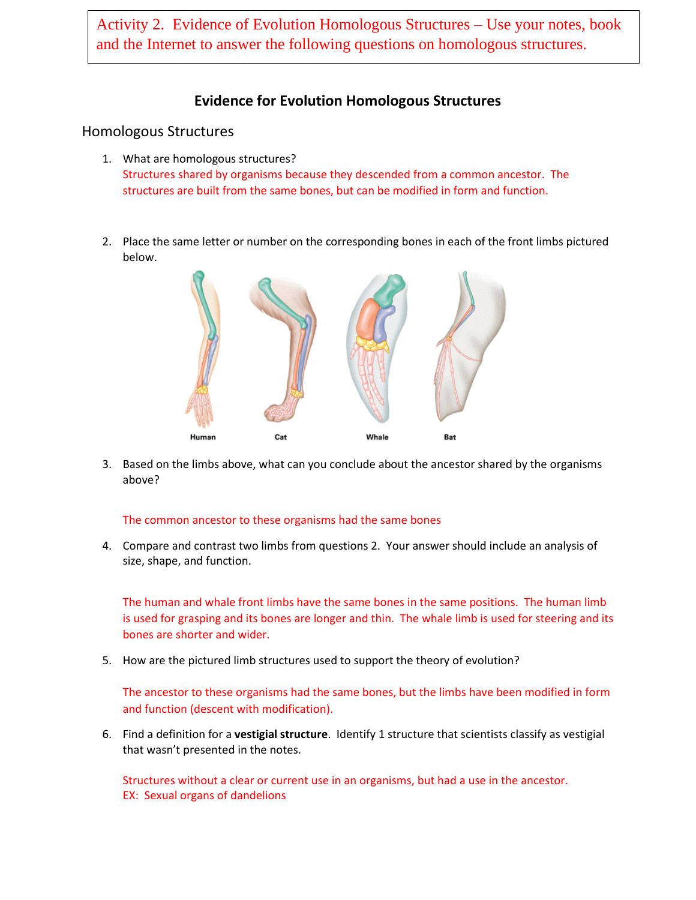Activity 2. Evidence of Evolution Homologous Structures – Use your notes, book and the Internet to answer the following questions on homologous structures.

# Evidence for Evolution Homologous Structures

## Homologous Structures

1. What are homologous structures?
   Structures shared by organisms because they descended from a common ancestor. The structures are built from the same bones, but can be modified in form and function.

2. Place the same letter or number on the corresponding bones in each of the front limbs pictured below.

   Human Cat Whale Bat

3. Based on the limbs above, what can you conclude about the ancestor shared by the organisms above?

   The common ancestor to these organisms had the same bones

4. Compare and contrast two limbs from questions 2. Your answer should include an analysis of size, shape, and function.

   The human and whale front limbs have the same bones in the same positions. The human limb is used for grasping and its bones are longer and thin. The whale limb is used for steering and its bones are shorter and wider.

5. How are the pictured limb structures used to support the theory of evolution?

   The ancestor to these organisms had the same bones, but the limbs have been modified in form and function (descent with modification).

6. Find a definition for a **vestigial structure**. Identify 1 structure that scientists classify as vestigial that wasn't presented in the notes.

   Structures without a clear or current use in an organisms, but had a use in the ancestor.
   EX: Sexual organs of dandelions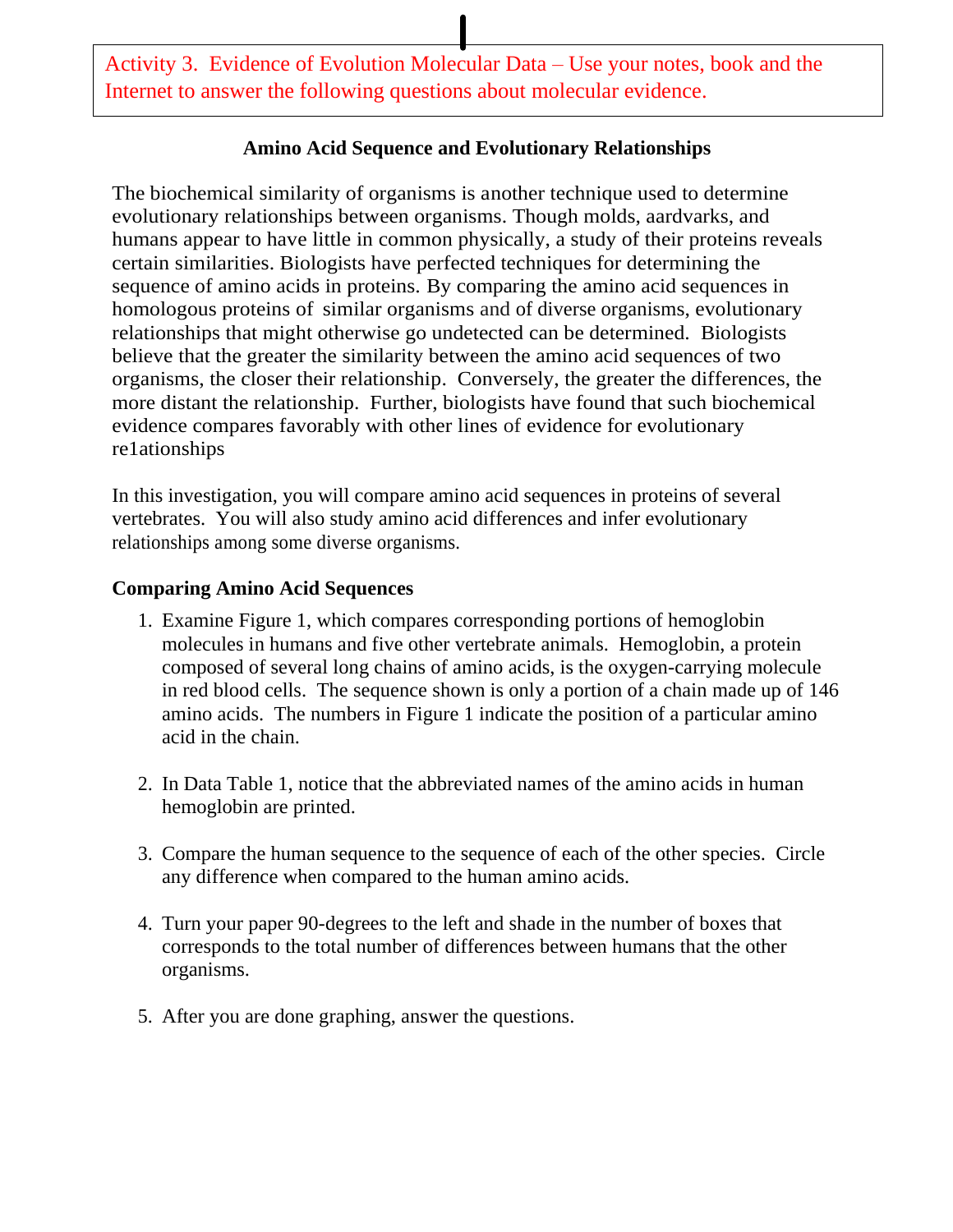Activity 3. Evidence of Evolution Molecular Data – Use your notes, book and the Internet to answer the following questions about molecular evidence.

**Amino Acid Sequence and Evolutionary Relationships**

The biochemical similarity of organisms is another technique used to determine evolutionary relationships between organisms. Though molds, aardvarks, and humans appear to have little in common physically, a study of their proteins reveals certain similarities. Biologists have perfected techniques for determining the sequence of amino acids in proteins. By comparing the amino acid sequences in homologous proteins of similar organisms and of diverse organisms, evolutionary relationships that might otherwise go undetected can be determined. Biologists believe that the greater the similarity between the amino acid sequences of two organisms, the closer their relationship. Conversely, the greater the differences, the more distant the relationship. Further, biologists have found that such biochemical evidence compares favorably with other lines of evidence for evolutionary re1ationships

In this investigation, you will compare amino acid sequences in proteins of several vertebrates. You will also study amino acid differences and infer evolutionary relationships among some diverse organisms.

**Comparing Amino Acid Sequences**

1. Examine Figure 1, which compares corresponding portions of hemoglobin molecules in humans and five other vertebrate animals. Hemoglobin, a protein composed of several long chains of amino acids, is the oxygen-carrying molecule in red blood cells. The sequence shown is only a portion of a chain made up of 146 amino acids. The numbers in Figure 1 indicate the position of a particular amino acid in the chain.

2. In Data Table 1, notice that the abbreviated names of the amino acids in human hemoglobin are printed.

3. Compare the human sequence to the sequence of each of the other species. Circle any difference when compared to the human amino acids.

4. Turn your paper 90-degrees to the left and shade in the number of boxes that corresponds to the total number of differences between humans that the other organisms.

5. After you are done graphing, answer the questions.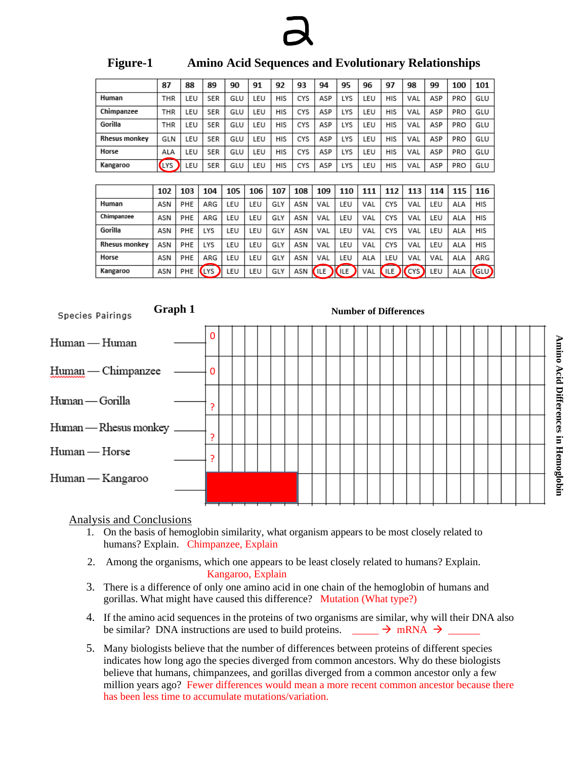# Figure-1 Amino Acid Sequences and Evolutionary Relationships

| | 87 | 88 | 89 | 90 | 91 | 92 | 93 | 94 | 95 | 96 | 97 | 98 | 99 | 100 | 101 |
|---|---|---|---|---|---|---|---|---|---|---|---|---|---|---|---|
| Human | THR | LEU | SER | GLU | LEU | HIS | CYS | ASP | LYS | LEU | HIS | VAL | ASP | PRO | GLU |
| Chimpanzee | THR | LEU | SER | GLU | LEU | HIS | CYS | ASP | LYS | LEU | HIS | VAL | ASP | PRO | GLU |
| Gorilla | THR | LEU | SER | GLU | LEU | HIS | CYS | ASP | LYS | LEU | HIS | VAL | ASP | PRO | GLU |
| Rhesus monkey | GLN | LEU | SER | GLU | LEU | HIS | CYS | ASP | LYS | LEU | HIS | VAL | ASP | PRO | GLU |
| Horse | ALA | LEU | SER | GLU | LEU | HIS | CYS | ASP | LYS | LEU | HIS | VAL | ASP | PRO | GLU |
| Kangaroo | LYS | LEU | SER | GLU | LEU | HIS | CYS | ASP | LYS | LEU | HIS | VAL | ASP | PRO | GLU |

| | 102 | 103 | 104 | 105 | 106 | 107 | 108 | 109 | 110 | 111 | 112 | 113 | 114 | 115 | 116 |
|---|---|---|---|---|---|---|---|---|---|---|---|---|---|---|---|
| Human | ASN | PHE | ARG | LEU | LEU | GLY | ASN | VAL | LEU | VAL | CYS | VAL | LEU | ALA | HIS |
| Chimpanzee | ASN | PHE | ARG | LEU | LEU | GLY | ASN | VAL | LEU | VAL | CYS | VAL | LEU | ALA | HIS |
| Gorilla | ASN | PHE | LYS | LEU | LEU | GLY | ASN | VAL | LEU | VAL | CYS | VAL | LEU | ALA | HIS |
| Rhesus monkey | ASN | PHE | LYS | LEU | LEU | GLY | ASN | VAL | LEU | VAL | CYS | VAL | LEU | ALA | HIS |
| Horse | ASN | PHE | ARG | LEU | LEU | GLY | ASN | VAL | LEU | ALA | LEU | VAL | VAL | ALA | ARG |
| Kangaroo | ASN | PHE | LYS | LEU | LEU | GLY | ASN | ILE | ILE | VAL | ILE | CYS | LEU | ALA | GLU |

## Graph 1

Number of Differences

Amino Acid Differences in Hemoglobin

| Species Pairings | Number of Differences |
|---|---|
| Human — Human | 0 |
| Human — Chimpanzee | 0 |
| Human — Gorilla | ? |
| Human — Rhesus monkey | ? |
| Human — Horse | ? |
| Human — Kangaroo | |

## Analysis and Conclusions

1. On the basis of hemoglobin similarity, what organism appears to be most closely related to humans? Explain. Chimpanzee, Explain
2. Among the organisms, which one appears to be least closely related to humans? Explain. Kangaroo, Explain
3. There is a difference of only one amino acid in one chain of the hemoglobin of humans and gorillas. What might have caused this difference? Mutation (What type?)
4. If the amino acid sequences in the proteins of two organisms are similar, why will their DNA also be similar? DNA instructions are used to build proteins. _____ → mRNA → ______
5. Many biologists believe that the number of differences between proteins of different species indicates how long ago the species diverged from common ancestors. Why do these biologists believe that humans, chimpanzees, and gorillas diverged from a common ancestor only a few million years ago? Fewer differences would mean a more recent common ancestor because there has been less time to accumulate mutations/variation.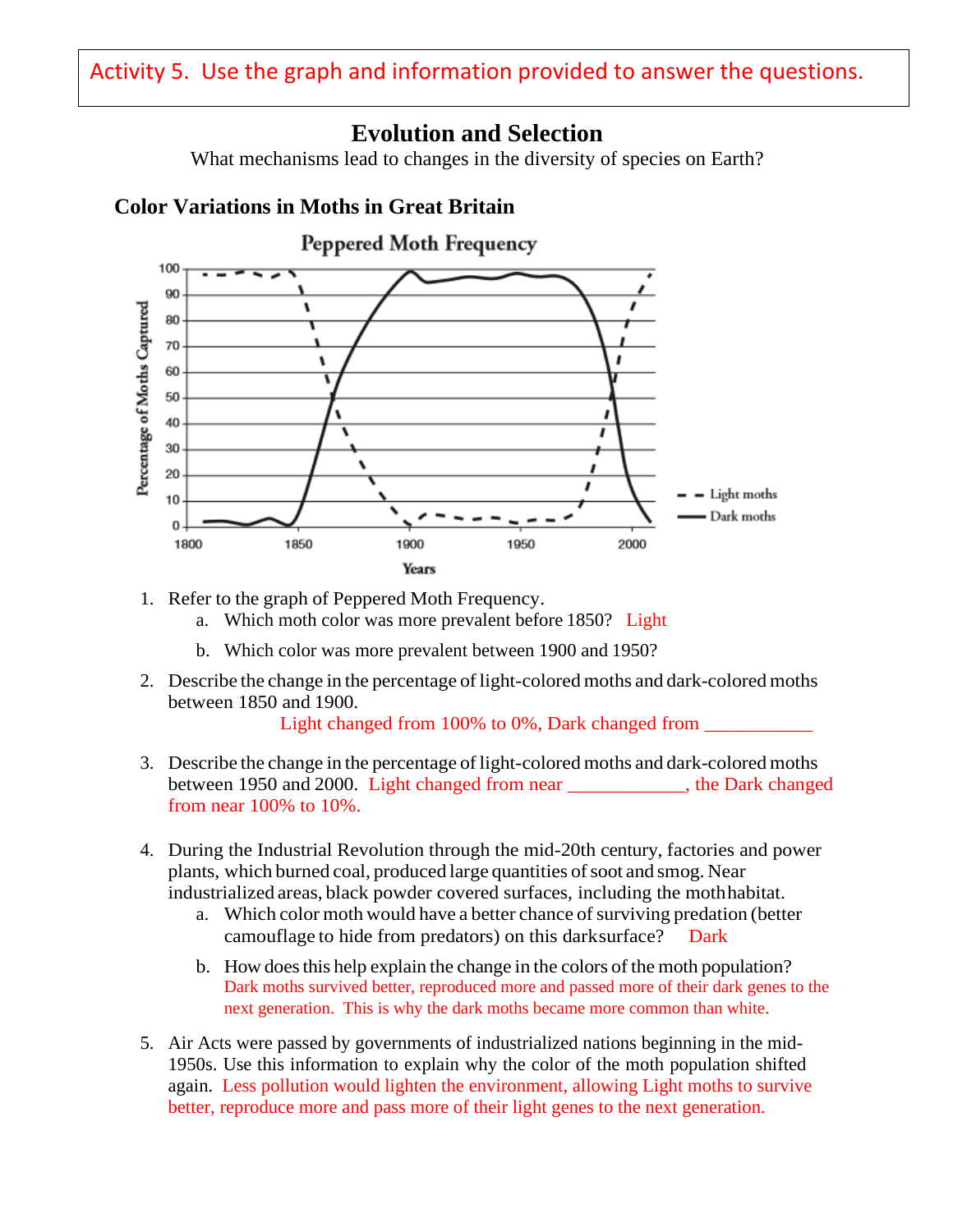Activity 5. Use the graph and information provided to answer the questions.

## Evolution and Selection

What mechanisms lead to changes in the diversity of species on Earth?

### Color Variations in Moths in Great Britain

Peppered Moth Frequency

1. Refer to the graph of Peppered Moth Frequency.
   a. Which moth color was more prevalent before 1850? Light
   b. Which color was more prevalent between 1900 and 1950?

2. Describe the change in the percentage of light-colored moths and dark-colored moths between 1850 and 1900.
   Light changed from 100% to 0%, Dark changed from ___________

3. Describe the change in the percentage of light-colored moths and dark-colored moths between 1950 and 2000. Light changed from near ____________, the Dark changed from near 100% to 10%.

4. During the Industrial Revolution through the mid-20th century, factories and power plants, which burned coal, produced large quantities of soot and smog. Near industrialized areas, black powder covered surfaces, including the moth habitat.
   a. Which color moth would have a better chance of surviving predation (better camouflage to hide from predators) on this dark surface? Dark
   b. How does this help explain the change in the colors of the moth population? Dark moths survived better, reproduced more and passed more of their dark genes to the next generation. This is why the dark moths became more common than white.

5. Air Acts were passed by governments of industrialized nations beginning in the mid-1950s. Use this information to explain why the color of the moth population shifted again. Less pollution would lighten the environment, allowing Light moths to survive better, reproduce more and pass more of their light genes to the next generation.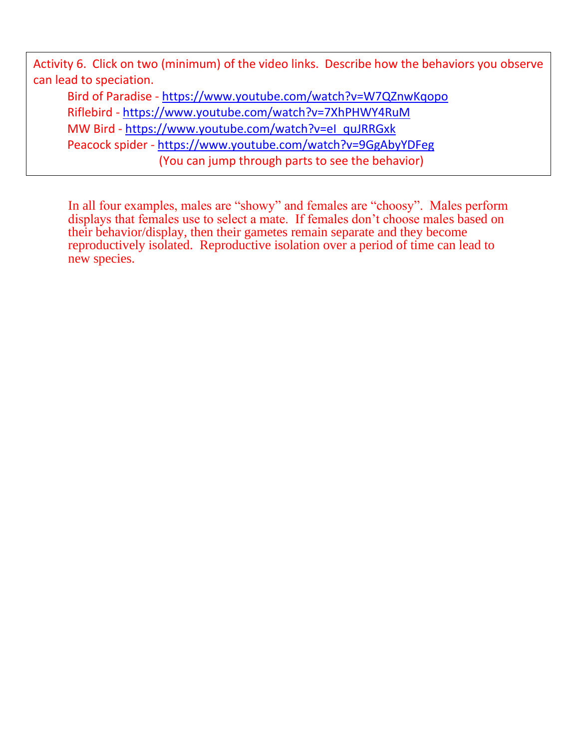Activity 6. Click on two (minimum) of the video links. Describe how the behaviors you observe can lead to speciation.

Bird of Paradise - https://www.youtube.com/watch?v=W7QZnwKqopo
Riflebird - https://www.youtube.com/watch?v=7XhPHWY4RuM
MW Bird - https://www.youtube.com/watch?v=eI_quJRRGxk
Peacock spider - https://www.youtube.com/watch?v=9GgAbyYDFeg
(You can jump through parts to see the behavior)

In all four examples, males are "showy" and females are "choosy". Males perform displays that females use to select a mate. If females don't choose males based on their behavior/display, then their gametes remain separate and they become reproductively isolated. Reproductive isolation over a period of time can lead to new species.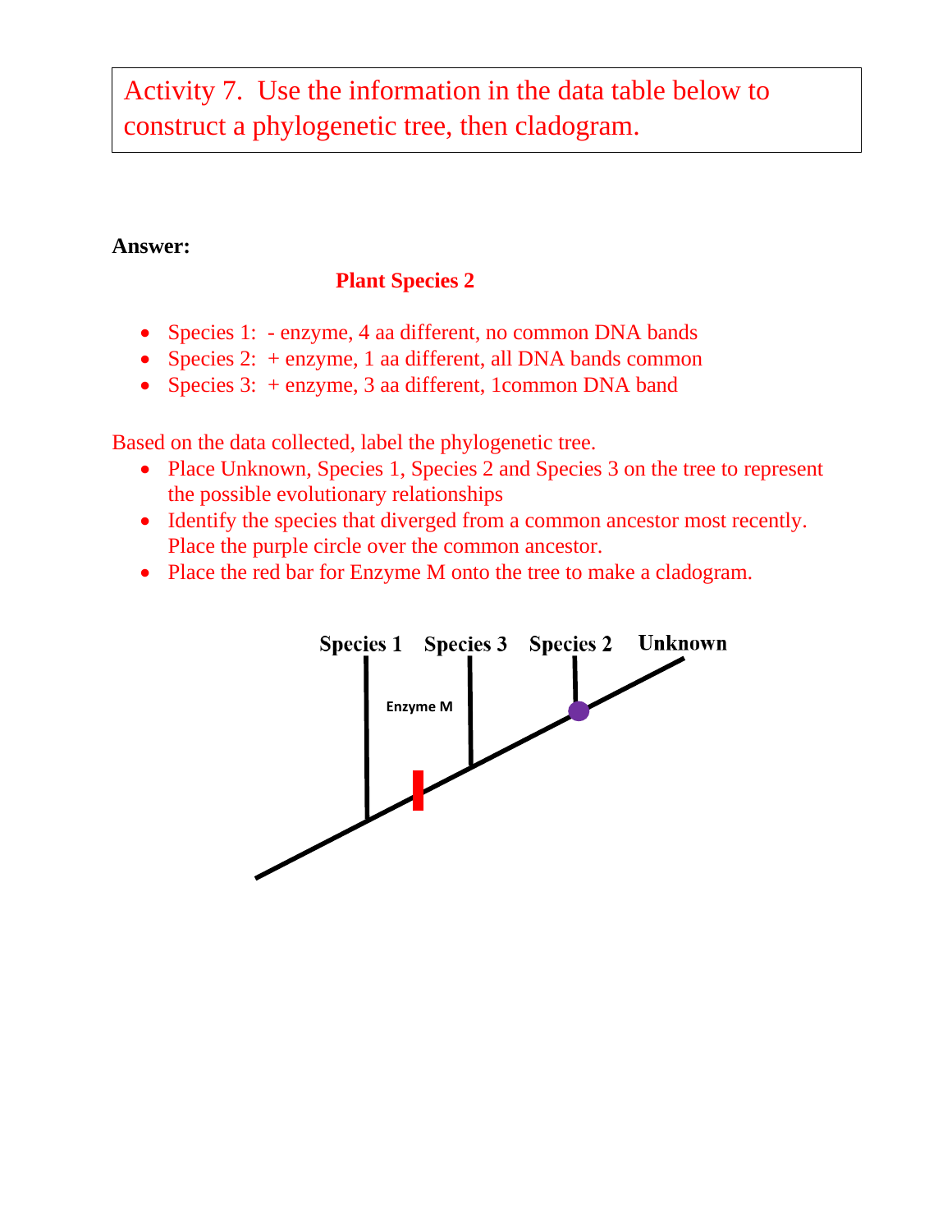Activity 7. Use the information in the data table below to construct a phylogenetic tree, then cladogram.

**Answer:**

**Plant Species 2**

- Species 1: - enzyme, 4 aa different, no common DNA bands
- Species 2: + enzyme, 1 aa different, all DNA bands common
- Species 3: + enzyme, 3 aa different, 1common DNA band

Based on the data collected, label the phylogenetic tree.

- Place Unknown, Species 1, Species 2 and Species 3 on the tree to represent the possible evolutionary relationships
- Identify the species that diverged from a common ancestor most recently. Place the purple circle over the common ancestor.
- Place the red bar for Enzyme M onto the tree to make a cladogram.

Species 1

Species 3

Species 2

Unknown

Enzyme M